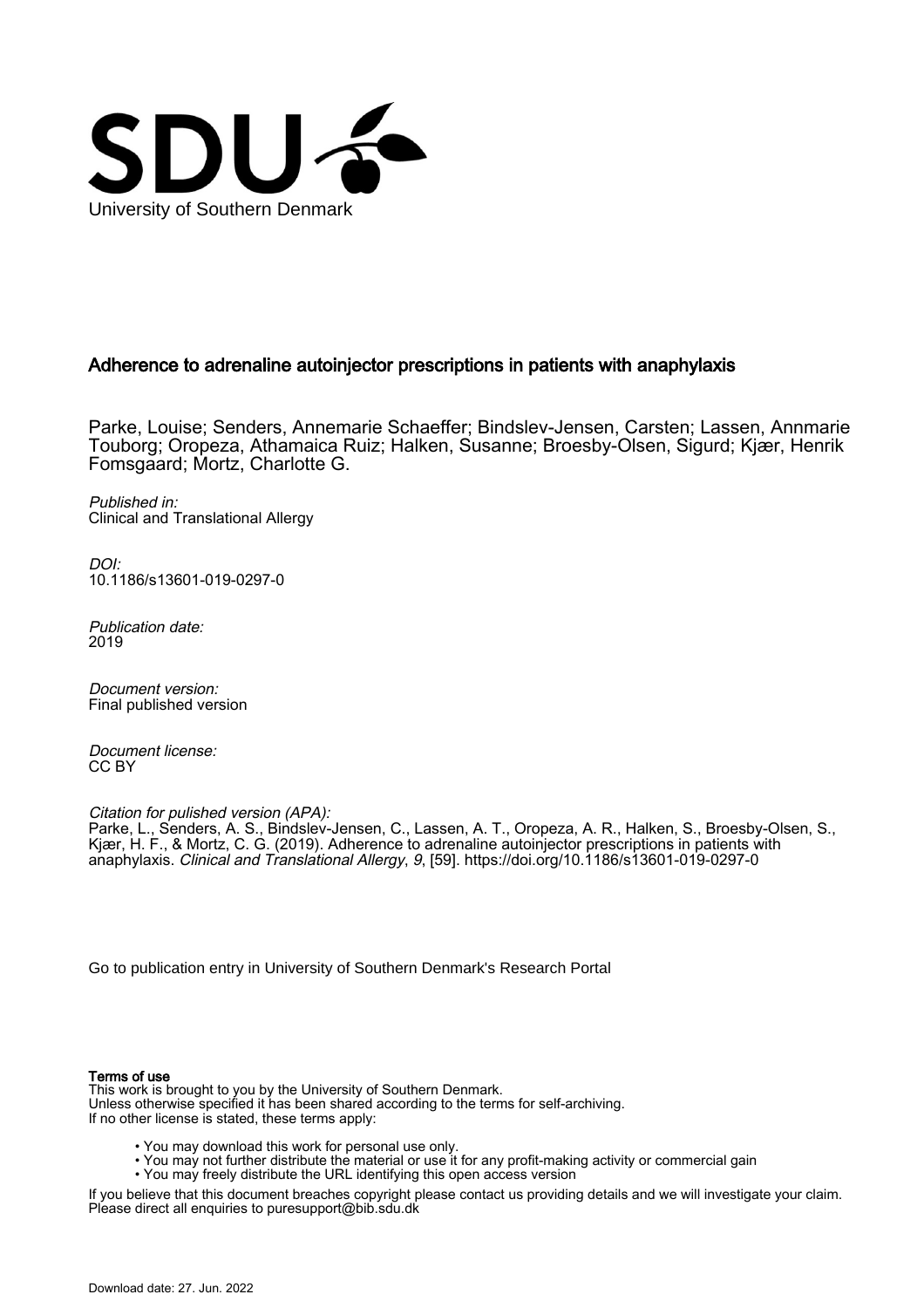University of Southern Denmark

## Adherence to adrenaline autoinjector prescriptions in patients with anaphylaxis

Parke, Louise; Senders, Annemarie Schaeffer; Bindslev-Jensen, Carsten; Lassen, Annmarie Touborg; Oropeza, Athamaica Ruiz; Halken, Susanne; Broesby-Olsen, Sigurd; Kjær, Henrik Fomsgaard; Mortz, Charlotte G.

*Published in:*
Clinical and Translational Allergy

*DOI:*
10.1186/s13601-019-0297-0

*Publication date:*
2019

*Document version:*
Final published version

*Document license:*
CC BY

*Citation for pulished version (APA):*
Parke, L., Senders, A. S., Bindslev-Jensen, C., Lassen, A. T., Oropeza, A. R., Halken, S., Broesby-Olsen, S., Kjær, H. F., & Mortz, C. G. (2019). Adherence to adrenaline autoinjector prescriptions in patients with anaphylaxis. *Clinical and Translational Allergy*, *9*, [59]. https://doi.org/10.1186/s13601-019-0297-0

Go to publication entry in University of Southern Denmark's Research Portal

**Terms of use**
This work is brought to you by the University of Southern Denmark.
Unless otherwise specified it has been shared according to the terms for self-archiving.
If no other license is stated, these terms apply:

- You may download this work for personal use only.
- You may not further distribute the material or use it for any profit-making activity or commercial gain
- You may freely distribute the URL identifying this open access version

If you believe that this document breaches copyright please contact us providing details and we will investigate your claim.
Please direct all enquiries to puresupport@bib.sdu.dk

Download date: 27. Jun. 2022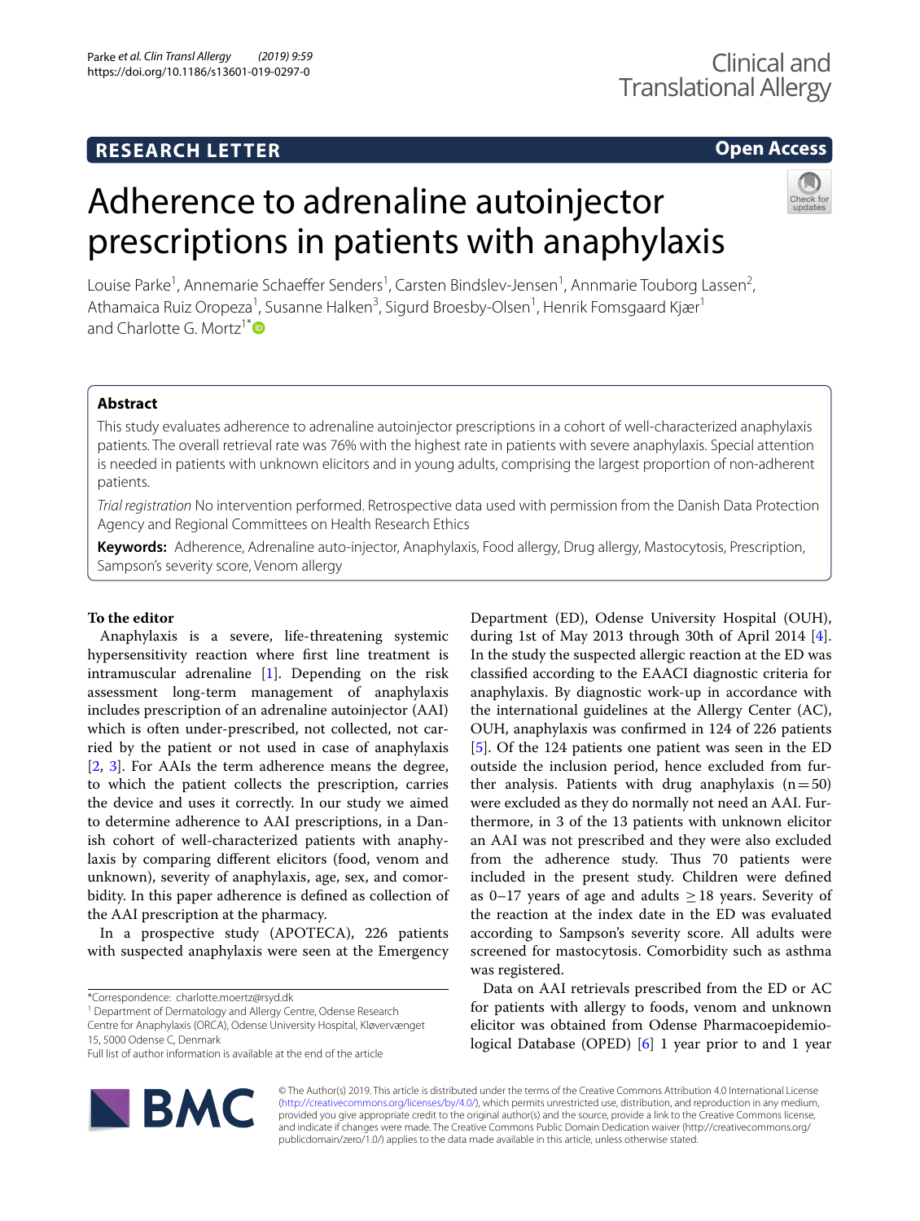# Adherence to adrenaline autoinjector prescriptions in patients with anaphylaxis

Louise Parke[1], Annemarie Schaeffer Senders[1], Carsten Bindslev-Jensen[1], Annmarie Touborg Lassen[2], Athamaica Ruiz Oropeza[1], Susanne Halken[3], Sigurd Broesby-Olsen[1], Henrik Fomsgaard Kjær[1] and Charlotte G. Mortz[1*]

## Abstract

This study evaluates adherence to adrenaline autoinjector prescriptions in a cohort of well-characterized anaphylaxis patients. The overall retrieval rate was 76% with the highest rate in patients with severe anaphylaxis. Special attention is needed in patients with unknown elicitors and in young adults, comprising the largest proportion of non-adherent patients.

*Trial registration* No intervention performed. Retrospective data used with permission from the Danish Data Protection Agency and Regional Committees on Health Research Ethics

**Keywords:** Adherence, Adrenaline auto-injector, Anaphylaxis, Food allergy, Drug allergy, Mastocytosis, Prescription, Sampson's severity score, Venom allergy

**To the editor**

Anaphylaxis is a severe, life-threatening systemic hypersensitivity reaction where first line treatment is intramuscular adrenaline [1]. Depending on the risk assessment long-term management of anaphylaxis includes prescription of an adrenaline autoinjector (AAI) which is often under-prescribed, not collected, not carried by the patient or not used in case of anaphylaxis [2, 3]. For AAIs the term adherence means the degree, to which the patient collects the prescription, carries the device and uses it correctly. In our study we aimed to determine adherence to AAI prescriptions, in a Danish cohort of well-characterized patients with anaphylaxis by comparing different elicitors (food, venom and unknown), severity of anaphylaxis, age, sex, and comorbidity. In this paper adherence is defined as collection of the AAI prescription at the pharmacy.

In a prospective study (APOTECA), 226 patients with suspected anaphylaxis were seen at the Emergency Department (ED), Odense University Hospital (OUH), during 1st of May 2013 through 30th of April 2014 [4]. In the study the suspected allergic reaction at the ED was classified according to the EAACI diagnostic criteria for anaphylaxis. By diagnostic work-up in accordance with the international guidelines at the Allergy Center (AC), OUH, anaphylaxis was confirmed in 124 of 226 patients [5]. Of the 124 patients one patient was seen in the ED outside the inclusion period, hence excluded from further analysis. Patients with drug anaphylaxis ($n=50$) were excluded as they do normally not need an AAI. Furthermore, in 3 of the 13 patients with unknown elicitor an AAI was not prescribed and they were also excluded from the adherence study. Thus 70 patients were included in the present study. Children were defined as 0–17 years of age and adults ≥ 18 years. Severity of the reaction at the index date in the ED was evaluated according to Sampson's severity score. All adults were screened for mastocytosis. Comorbidity such as asthma was registered.

Data on AAI retrievals prescribed from the ED or AC for patients with allergy to foods, venom and unknown elicitor was obtained from Odense Pharmacoepidemiological Database (OPED) [6] 1 year prior to and 1 year

*Correspondence: charlotte.moertz@rsyd.dk

[1] Department of Dermatology and Allergy Centre, Odense Research Centre for Anaphylaxis (ORCA), Odense University Hospital, Kløvervænget 15, 5000 Odense C, Denmark

Full list of author information is available at the end of the article

© The Author(s) 2019. This article is distributed under the terms of the Creative Commons Attribution 4.0 International License (http://creativecommons.org/licenses/by/4.0/), which permits unrestricted use, distribution, and reproduction in any medium, provided you give appropriate credit to the original author(s) and the source, provide a link to the Creative Commons license, and indicate if changes were made. The Creative Commons Public Domain Dedication waiver (http://creativecommons.org/publicdomain/zero/1.0/) applies to the data made available in this article, unless otherwise stated.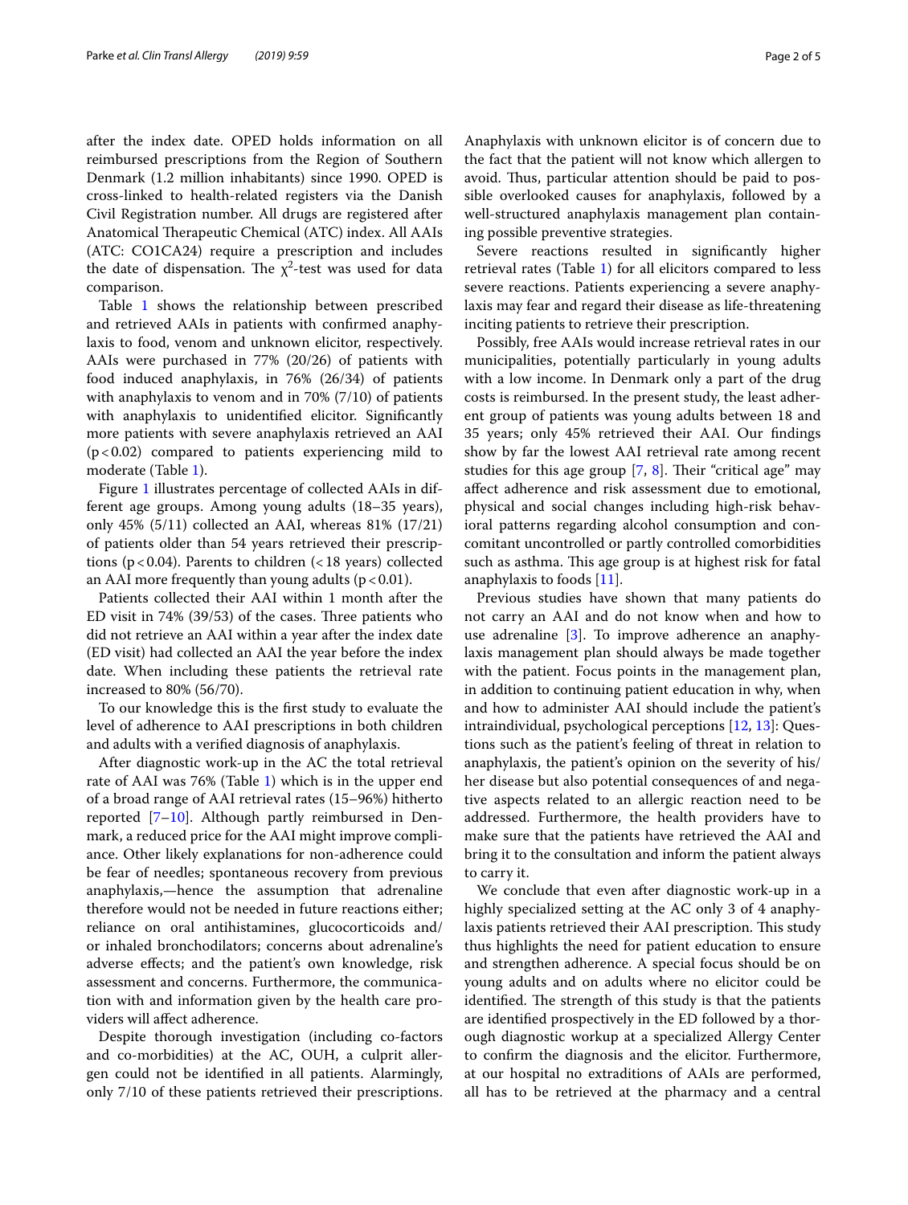after the index date. OPED holds information on all reimbursed prescriptions from the Region of Southern Denmark (1.2 million inhabitants) since 1990. OPED is cross-linked to health-related registers via the Danish Civil Registration number. All drugs are registered after Anatomical Therapeutic Chemical (ATC) index. All AAIs (ATC: CO1CA24) require a prescription and includes the date of dispensation. The $\chi^2$-test was used for data comparison.

Table 1 shows the relationship between prescribed and retrieved AAIs in patients with confirmed anaphylaxis to food, venom and unknown elicitor, respectively. AAIs were purchased in 77% (20/26) of patients with food induced anaphylaxis, in 76% (26/34) of patients with anaphylaxis to venom and in 70% (7/10) of patients with anaphylaxis to unidentified elicitor. Significantly more patients with severe anaphylaxis retrieved an AAI ($p < 0.02$) compared to patients experiencing mild to moderate (Table 1).

Figure 1 illustrates percentage of collected AAIs in different age groups. Among young adults (18–35 years), only 45% (5/11) collected an AAI, whereas 81% (17/21) of patients older than 54 years retrieved their prescriptions ($p < 0.04$). Parents to children (< 18 years) collected an AAI more frequently than young adults ($p < 0.01$).

Patients collected their AAI within 1 month after the ED visit in 74% (39/53) of the cases. Three patients who did not retrieve an AAI within a year after the index date (ED visit) had collected an AAI the year before the index date. When including these patients the retrieval rate increased to 80% (56/70).

To our knowledge this is the first study to evaluate the level of adherence to AAI prescriptions in both children and adults with a verified diagnosis of anaphylaxis.

After diagnostic work-up in the AC the total retrieval rate of AAI was 76% (Table 1) which is in the upper end of a broad range of AAI retrieval rates (15–96%) hitherto reported [7–10]. Although partly reimbursed in Denmark, a reduced price for the AAI might improve compliance. Other likely explanations for non-adherence could be fear of needles; spontaneous recovery from previous anaphylaxis,—hence the assumption that adrenaline therefore would not be needed in future reactions either; reliance on oral antihistamines, glucocorticoids and/or inhaled bronchodilators; concerns about adrenaline's adverse effects; and the patient's own knowledge, risk assessment and concerns. Furthermore, the communication with and information given by the health care providers will affect adherence.

Despite thorough investigation (including co-factors and co-morbidities) at the AC, OUH, a culprit allergen could not be identified in all patients. Alarmingly, only 7/10 of these patients retrieved their prescriptions. Anaphylaxis with unknown elicitor is of concern due to the fact that the patient will not know which allergen to avoid. Thus, particular attention should be paid to possible overlooked causes for anaphylaxis, followed by a well-structured anaphylaxis management plan containing possible preventive strategies.

Severe reactions resulted in significantly higher retrieval rates (Table 1) for all elicitors compared to less severe reactions. Patients experiencing a severe anaphylaxis may fear and regard their disease as life-threatening inciting patients to retrieve their prescription.

Possibly, free AAIs would increase retrieval rates in our municipalities, potentially particularly in young adults with a low income. In Denmark only a part of the drug costs is reimbursed. In the present study, the least adherent group of patients was young adults between 18 and 35 years; only 45% retrieved their AAI. Our findings show by far the lowest AAI retrieval rate among recent studies for this age group [7, 8]. Their "critical age" may affect adherence and risk assessment due to emotional, physical and social changes including high-risk behavioral patterns regarding alcohol consumption and concomitant uncontrolled or partly controlled comorbidities such as asthma. This age group is at highest risk for fatal anaphylaxis to foods [11].

Previous studies have shown that many patients do not carry an AAI and do not know when and how to use adrenaline [3]. To improve adherence an anaphylaxis management plan should always be made together with the patient. Focus points in the management plan, in addition to continuing patient education in why, when and how to administer AAI should include the patient's intraindividual, psychological perceptions [12, 13]: Questions such as the patient's feeling of threat in relation to anaphylaxis, the patient's opinion on the severity of his/her disease but also potential consequences of and negative aspects related to an allergic reaction need to be addressed. Furthermore, the health providers have to make sure that the patients have retrieved the AAI and bring it to the consultation and inform the patient always to carry it.

We conclude that even after diagnostic work-up in a highly specialized setting at the AC only 3 of 4 anaphylaxis patients retrieved their AAI prescription. This study thus highlights the need for patient education to ensure and strengthen adherence. A special focus should be on young adults and on adults where no elicitor could be identified. The strength of this study is that the patients are identified prospectively in the ED followed by a thorough diagnostic workup at a specialized Allergy Center to confirm the diagnosis and the elicitor. Furthermore, at our hospital no extraditions of AAIs are performed, all has to be retrieved at the pharmacy and a central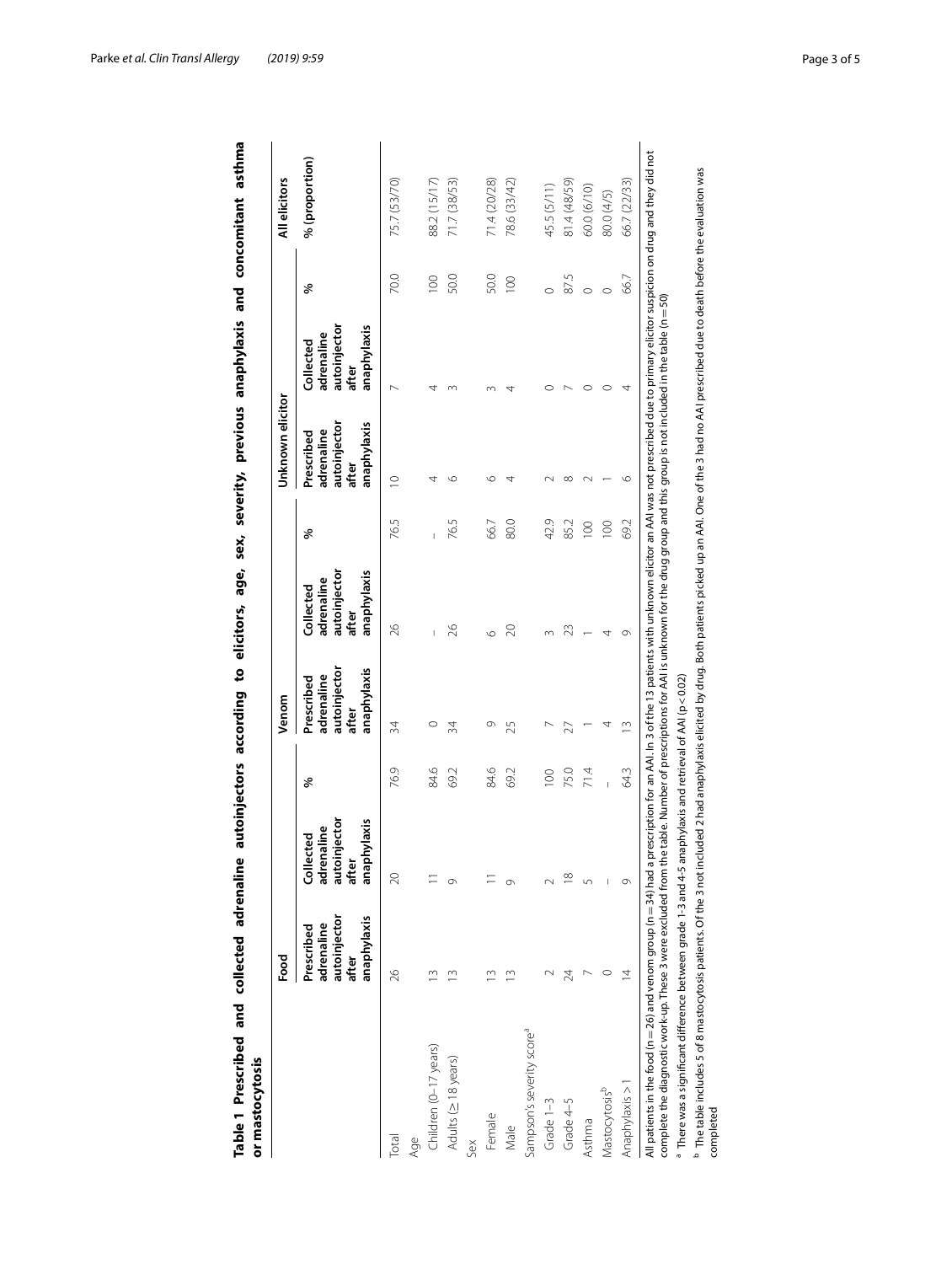**Table 1 Prescribed and collected adrenaline autoinjectors according to elicitors, age, sex, severity, previous anaphylaxis and concomitant asthma or mastocytosis**

| | Food | | | Venom | | | Unknown elicitor | | | All elicitors |
|---|---|---|---|---|---|---|---|---|---|---|
| | Prescribed adrenaline autoinjector after anaphylaxis | Collected adrenaline autoinjector after anaphylaxis | % | Prescribed adrenaline autoinjector after anaphylaxis | Collected adrenaline autoinjector after anaphylaxis | % | Prescribed adrenaline autoinjector after anaphylaxis | Collected adrenaline autoinjector after anaphylaxis | % | % (proportion) |
| Total | 26 | 20 | 76.9 | 34 | 26 | 76.5 | 10 | 7 | 70.0 | 75.7 (53/70) |
| Age | | | | | | | | | | |
| Children (0–17 years) | 13 | 11 | 84.6 | 0 | – | – | 4 | 4 | 100 | 88.2 (15/17) |
| Adults (≥ 18 years) | 13 | 9 | 69.2 | 34 | 26 | 76.5 | 6 | 3 | 50.0 | 71.7 (38/53) |
| Sex | | | | | | | | | | |
| Female | 13 | 11 | 84.6 | 9 | 6 | 66.7 | 6 | 3 | 50.0 | 71.4 (20/28) |
| Male | 13 | 9 | 69.2 | 25 | 20 | 80.0 | 4 | 4 | 100 | 78.6 (33/42) |
| Sampson's severity score[a] | | | | | | | | | | |
| Grade 1–3 | 2 | 2 | 100 | 7 | 3 | 42.9 | 2 | 0 | 0 | 45.5 (5/11) |
| Grade 4–5 | 24 | 18 | 75.0 | 27 | 23 | 85.2 | 8 | 7 | 87.5 | 81.4 (48/59) |
| Asthma | 7 | 5 | 71.4 | 1 | 1 | 100 | 2 | 0 | 0 | 60.0 (6/10) |
| Mastocytosis[b] | 0 | – | – | 4 | 4 | 100 | 1 | 0 | 0 | 80.0 (4/5) |
| Anaphylaxis > 1 | 14 | 9 | 64.3 | 13 | 9 | 69.2 | 6 | 4 | 66.7 | 66.7 (22/33) |

All patients in the food (n = 26) and venom group (n = 34) had a prescription for an AAI. In 3 of the 13 patients with unknown elicitor an AAI was not prescribed due to primary elicitor suspicion on drug and they did not complete the diagnostic work-up. These 3 were excluded from the table. Number of prescriptions for AAI is unknown for the drug group and this group is not included in the table (n = 50)

[a] There was a significant difference between grade 1-3 and 4-5 anaphylaxis and retrieval of AAI ($p < 0.02$)

[b] The table includes 5 of 8 mastocytosis patients. Of the 3 not included 2 had anaphylaxis elicited by drug. Both patients picked up an AAI. One of the 3 had no AAI prescribed due to death before the evaluation was completed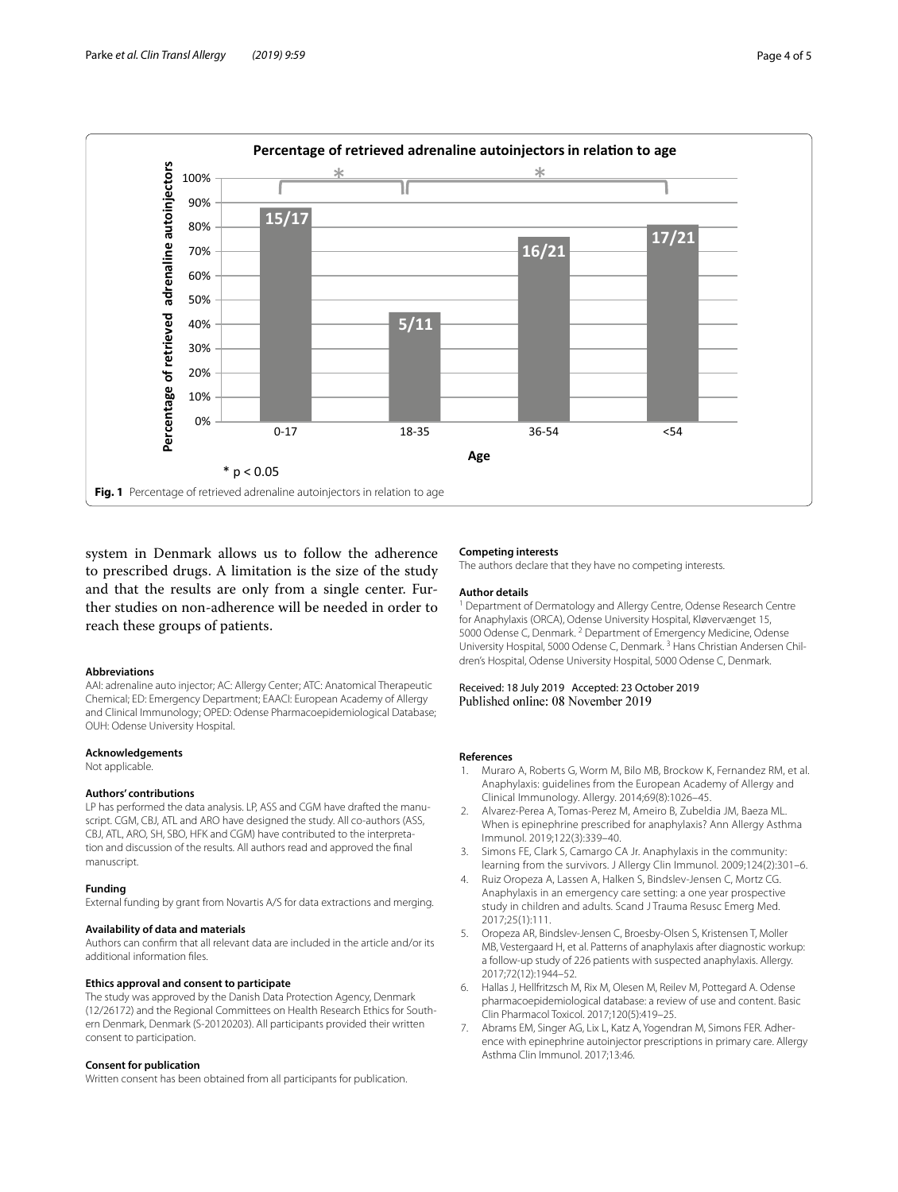Fig. 1 Percentage of retrieved adrenaline autoinjectors in relation to age

system in Denmark allows us to follow the adherence to prescribed drugs. A limitation is the size of the study and that the results are only from a single center. Further studies on non-adherence will be needed in order to reach these groups of patients.

### Abbreviations

AAI: adrenaline auto injector; AC: Allergy Center; ATC: Anatomical Therapeutic Chemical; ED: Emergency Department; EAACI: European Academy of Allergy and Clinical Immunology; OPED: Odense Pharmacoepidemiological Database; OUH: Odense University Hospital.

### Acknowledgements

Not applicable.

### Authors' contributions

LP has performed the data analysis. LP, ASS and CGM have drafted the manuscript. CGM, CBJ, ATL and ARO have designed the study. All co-authors (ASS, CBJ, ATL, ARO, SH, SBO, HFK and CGM) have contributed to the interpretation and discussion of the results. All authors read and approved the final manuscript.

### Funding

External funding by grant from Novartis A/S for data extractions and merging.

### Availability of data and materials

Authors can confirm that all relevant data are included in the article and/or its additional information files.

### Ethics approval and consent to participate

The study was approved by the Danish Data Protection Agency, Denmark (12/26172) and the Regional Committees on Health Research Ethics for Southern Denmark, Denmark (S-20120203). All participants provided their written consent to participation.

### Consent for publication

Written consent has been obtained from all participants for publication.

### Competing interests

The authors declare that they have no competing interests.

### Author details

[1] Department of Dermatology and Allergy Centre, Odense Research Centre for Anaphylaxis (ORCA), Odense University Hospital, Kløvervænget 15, 5000 Odense C, Denmark. [2] Department of Emergency Medicine, Odense University Hospital, 5000 Odense C, Denmark. [3] Hans Christian Andersen Children's Hospital, Odense University Hospital, 5000 Odense C, Denmark.

Received: 18 July 2019 Accepted: 23 October 2019
Published online: 08 November 2019

### References

1. Muraro A, Roberts G, Worm M, Bilo MB, Brockow K, Fernandez RM, et al. Anaphylaxis: guidelines from the European Academy of Allergy and Clinical Immunology. Allergy. 2014;69(8):1026–45.
2. Alvarez-Perea A, Tomas-Perez M, Ameiro B, Zubeldia JM, Baeza ML. When is epinephrine prescribed for anaphylaxis? Ann Allergy Asthma Immunol. 2019;122(3):339–40.
3. Simons FE, Clark S, Camargo CA Jr. Anaphylaxis in the community: learning from the survivors. J Allergy Clin Immunol. 2009;124(2):301–6.
4. Ruiz Oropeza A, Lassen A, Halken S, Bindslev-Jensen C, Mortz CG. Anaphylaxis in an emergency care setting: a one year prospective study in children and adults. Scand J Trauma Resusc Emerg Med. 2017;25(1):111.
5. Oropeza AR, Bindslev-Jensen C, Broesby-Olsen S, Kristensen T, Moller MB, Vestergaard H, et al. Patterns of anaphylaxis after diagnostic workup: a follow-up study of 226 patients with suspected anaphylaxis. Allergy. 2017;72(12):1944–52.
6. Hallas J, Hellfritzsch M, Rix M, Olesen M, Reilev M, Pottegard A. Odense pharmacoepidemiological database: a review of use and content. Basic Clin Pharmacol Toxicol. 2017;120(5):419–25.
7. Abrams EM, Singer AG, Lix L, Katz A, Yogendran M, Simons FER. Adherence with epinephrine autoinjector prescriptions in primary care. Allergy Asthma Clin Immunol. 2017;13:46.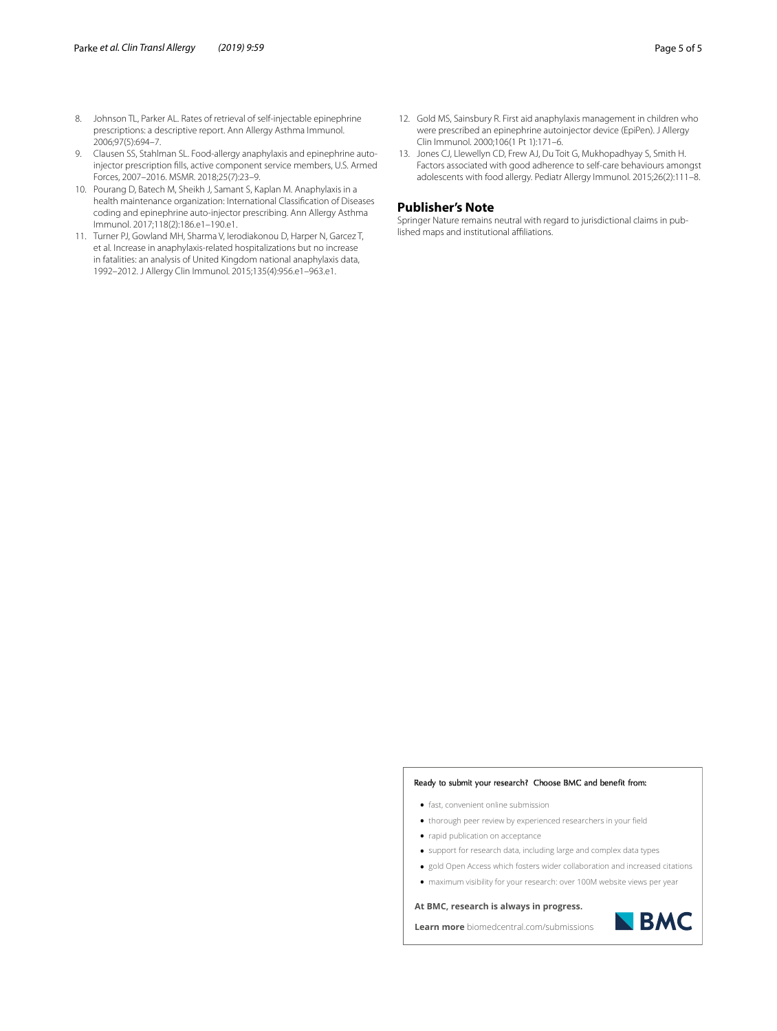8. Johnson TL, Parker AL. Rates of retrieval of self-injectable epinephrine prescriptions: a descriptive report. Ann Allergy Asthma Immunol. 2006;97(5):694–7.
9. Clausen SS, Stahlman SL. Food-allergy anaphylaxis and epinephrine auto-injector prescription fills, active component service members, U.S. Armed Forces, 2007–2016. MSMR. 2018;25(7):23–9.
10. Pourang D, Batech M, Sheikh J, Samant S, Kaplan M. Anaphylaxis in a health maintenance organization: International Classification of Diseases coding and epinephrine auto-injector prescribing. Ann Allergy Asthma Immunol. 2017;118(2):186.e1–190.e1.
11. Turner PJ, Gowland MH, Sharma V, Ierodiakonou D, Harper N, Garcez T, et al. Increase in anaphylaxis-related hospitalizations but no increase in fatalities: an analysis of United Kingdom national anaphylaxis data, 1992–2012. J Allergy Clin Immunol. 2015;135(4):956.e1–963.e1.
12. Gold MS, Sainsbury R. First aid anaphylaxis management in children who were prescribed an epinephrine autoinjector device (EpiPen). J Allergy Clin Immunol. 2000;106(1 Pt 1):171–6.
13. Jones CJ, Llewellyn CD, Frew AJ, Du Toit G, Mukhopadhyay S, Smith H. Factors associated with good adherence to self-care behaviours amongst adolescents with food allergy. Pediatr Allergy Immunol. 2015;26(2):111–8.

## Publisher's Note

Springer Nature remains neutral with regard to jurisdictional claims in published maps and institutional affiliations.

Ready to submit your research? Choose BMC and benefit from:

- fast, convenient online submission
- thorough peer review by experienced researchers in your field
- rapid publication on acceptance
- support for research data, including large and complex data types
- gold Open Access which fosters wider collaboration and increased citations
- maximum visibility for your research: over 100M website views per year

**At BMC, research is always in progress.**

**Learn more** biomedcentral.com/submissions

BMC